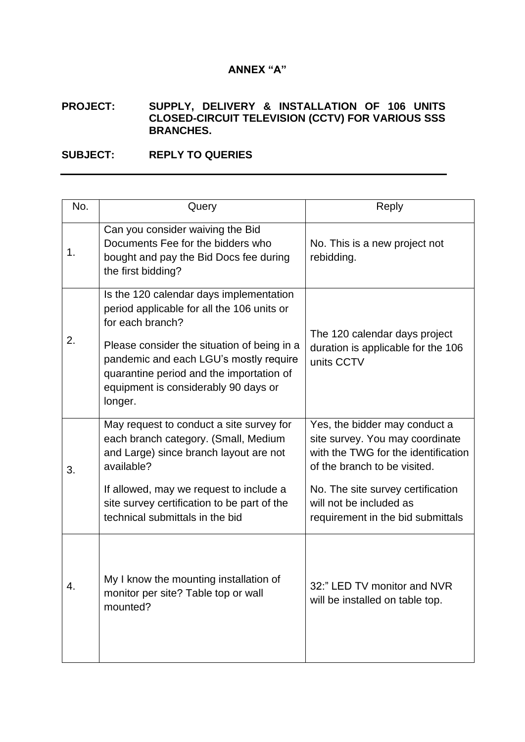# ANNEX "A"

**PROJECT:** **SUPPLY, DELIVERY & INSTALLATION OF 106 UNITS CLOSED-CIRCUIT TELEVISION (CCTV) FOR VARIOUS SSS BRANCHES.**

**SUBJECT:** **REPLY TO QUERIES**

---

| No. | Query | Reply |
|---|---|---|
| 1. | Can you consider waiving the Bid Documents Fee for the bidders who bought and pay the Bid Docs fee during the first bidding? | No. This is a new project not rebidding. |
| 2. | Is the 120 calendar days implementation period applicable for all the 106 units or for each branch?<br><br>Please consider the situation of being in a pandemic and each LGU's mostly require quarantine period and the importation of equipment is considerably 90 days or longer. | The 120 calendar days project duration is applicable for the 106 units CCTV |
| 3. | May request to conduct a site survey for each branch category. (Small, Medium and Large) since branch layout are not available?<br><br>If allowed, may we request to include a site survey certification to be part of the technical submittals in the bid | Yes, the bidder may conduct a site survey. You may coordinate with the TWG for the identification of the branch to be visited.<br><br>No. The site survey certification will not be included as requirement in the bid submittals |
| 4. | My I know the mounting installation of monitor per site? Table top or wall mounted? | 32:" LED TV monitor and NVR will be installed on table top. |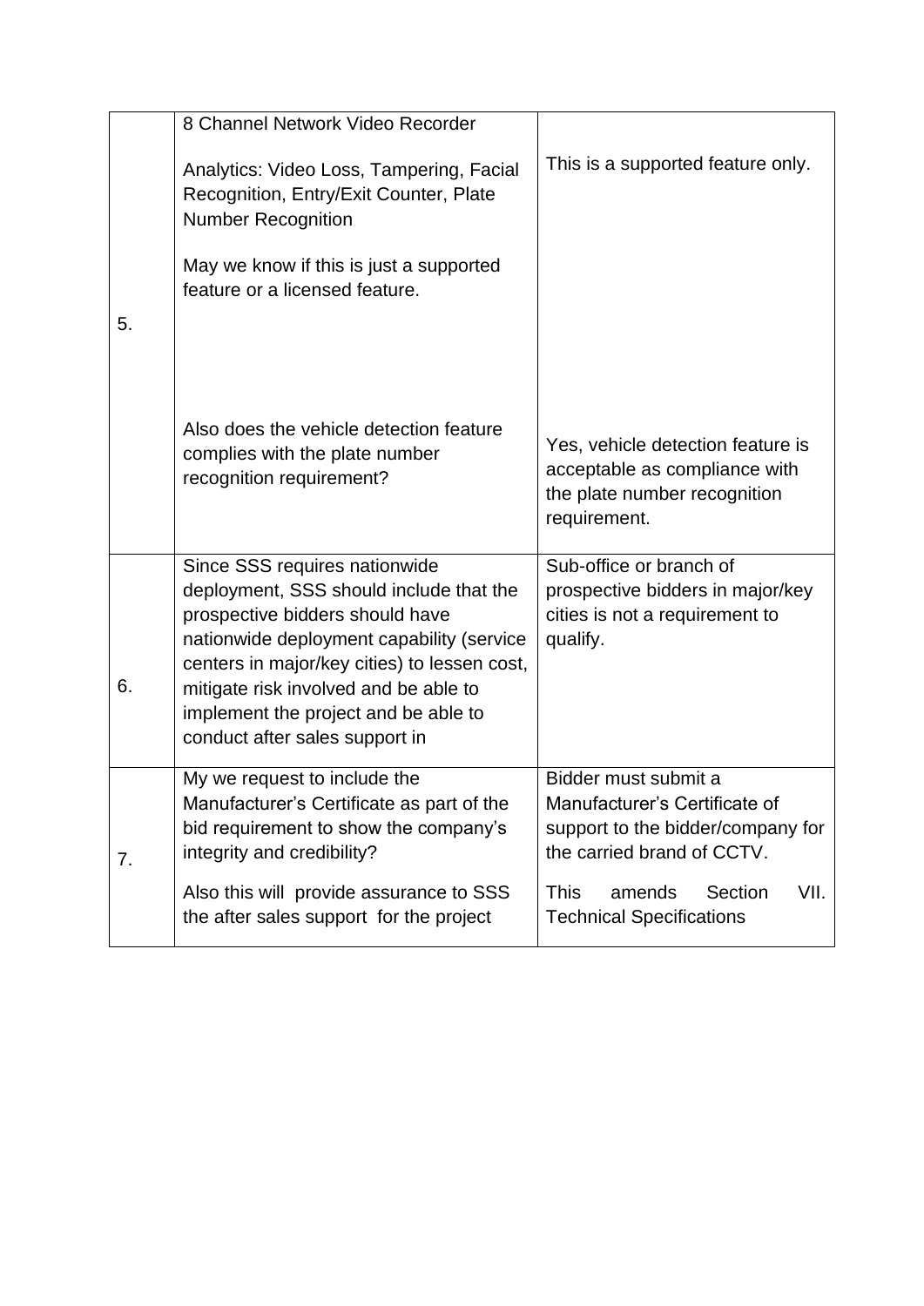| | | |
|---|---|---|
| 5. | 8 Channel Network Video Recorder<br><br>Analytics: Video Loss, Tampering, Facial Recognition, Entry/Exit Counter, Plate Number Recognition<br><br>May we know if this is just a supported feature or a licensed feature.<br><br>Also does the vehicle detection feature complies with the plate number recognition requirement? | This is a supported feature only.<br><br>Yes, vehicle detection feature is acceptable as compliance with the plate number recognition requirement. |
| 6. | Since SSS requires nationwide deployment, SSS should include that the prospective bidders should have nationwide deployment capability (service centers in major/key cities) to lessen cost, mitigate risk involved and be able to implement the project and be able to conduct after sales support in | Sub-office or branch of prospective bidders in major/key cities is not a requirement to qualify. |
| 7. | My we request to include the Manufacturer's Certificate as part of the bid requirement to show the company's integrity and credibility?<br><br>Also this will provide assurance to SSS the after sales support for the project | Bidder must submit a Manufacturer's Certificate of support to the bidder/company for the carried brand of CCTV.<br><br>This amends Section VII. Technical Specifications |